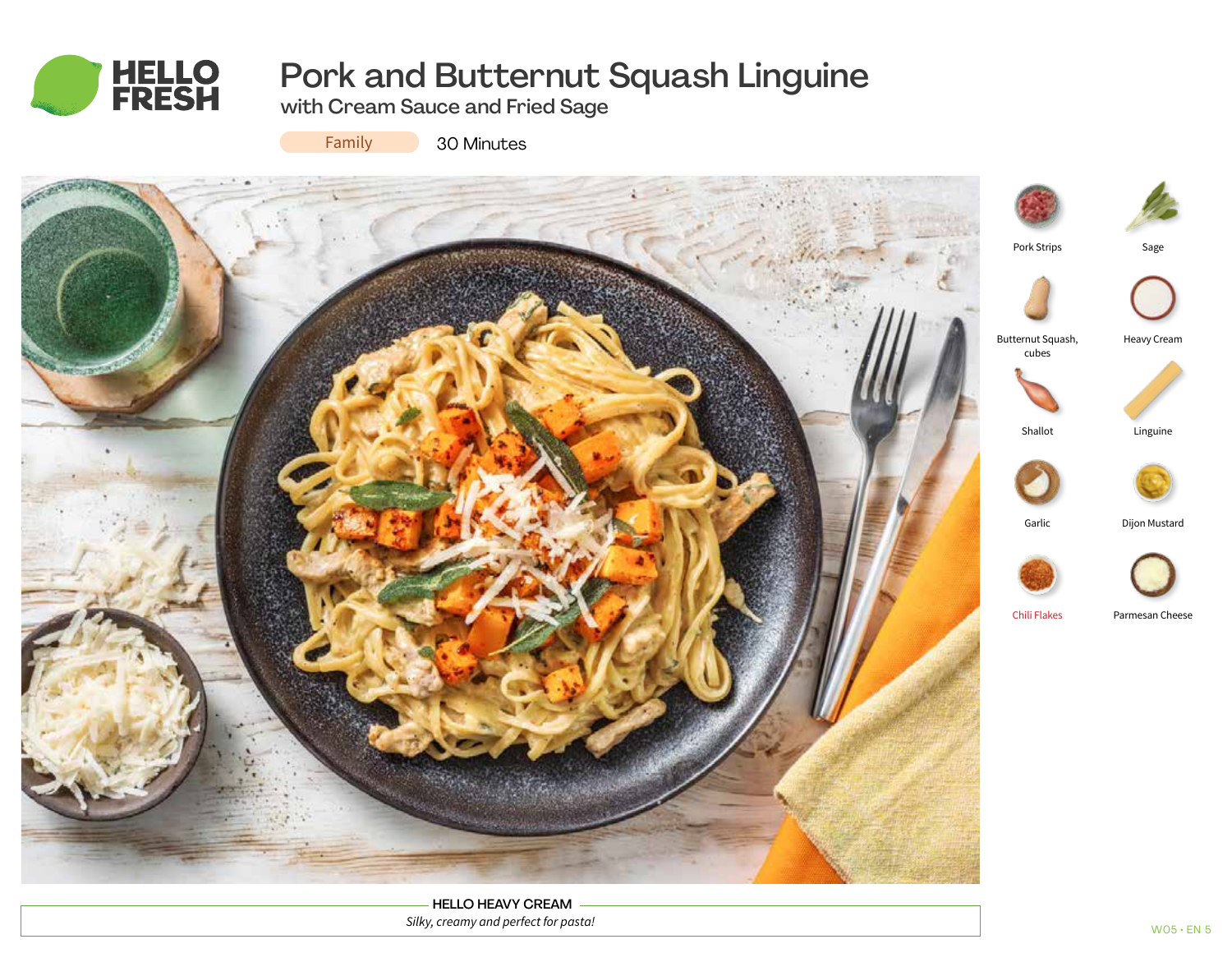# Pork and Butternut Squash Linguine

## with Cream Sauce and Fried Sage

Family | 30 Minutes

- Pork Strips
- Sage
- Butternut Squash, cubes
- Heavy Cream
- Shallot
- Linguine
- Garlic
- Dijon Mustard
- Chili Flakes
- Parmesan Cheese

**HELLO HEAVY CREAM**

*Silky, creamy and perfect for pasta!*

W05 • EN 5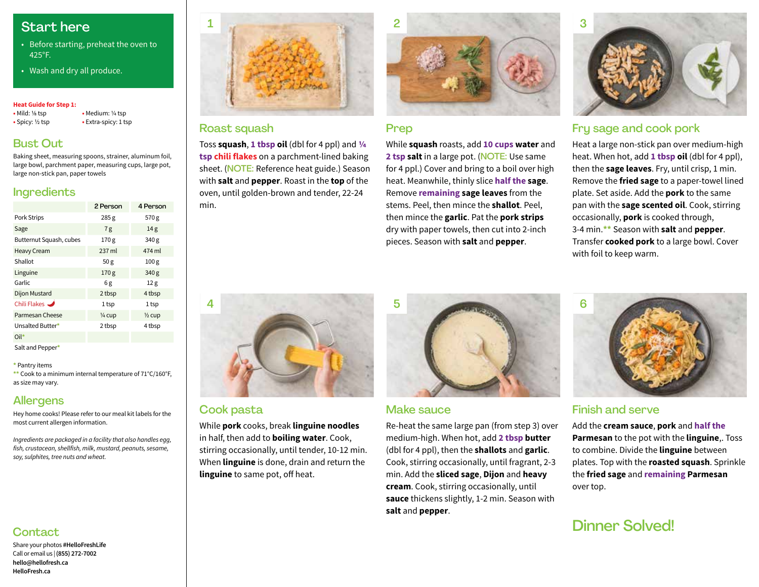## Start here

- Before starting, preheat the oven to 425°F.
- Wash and dry all produce.

**Heat Guide for Step 1:**

- Mild: ⅛ tsp
- Medium: ¼ tsp
- Spicy: ½ tsp
- Extra-spicy: 1 tsp

## Bust Out

Baking sheet, measuring spoons, strainer, aluminum foil, large bowl, parchment paper, measuring cups, large pot, large non-stick pan, paper towels

## Ingredients

| | 2 Person | 4 Person |
|---|---|---|
| Pork Strips | 285 g | 570 g |
| Sage | 7 g | 14 g |
| Butternut Squash, cubes | 170 g | 340 g |
| Heavy Cream | 237 ml | 474 ml |
| Shallot | 50 g | 100 g |
| Linguine | 170 g | 340 g |
| Garlic | 6 g | 12 g |
| Dijon Mustard | 2 tbsp | 4 tbsp |
| Chili Flakes | 1 tsp | 1 tsp |
| Parmesan Cheese | ¼ cup | ½ cup |
| Unsalted Butter* | 2 tbsp | 4 tbsp |
| Oil* | | |
| Salt and Pepper* | | |

\* Pantry items

\*\* Cook to a minimum internal temperature of 71°C/160°F, as size may vary.

## Allergens

Hey home cooks! Please refer to our meal kit labels for the most current allergen information.

*Ingredients are packaged in a facility that also handles egg, fish, crustacean, shellfish, milk, mustard, peanuts, sesame, soy, sulphites, tree nuts and wheat.*

## 1 Roast squash

Toss **squash**, **1 tbsp oil** (dbl for 4 ppl) and **¼ tsp chili flakes** on a parchment-lined baking sheet. (NOTE: Reference heat guide.) Season with **salt** and **pepper**. Roast in the **top** of the oven, until golden-brown and tender, 22-24 min.

## 2 Prep

While **squash** roasts, add **10 cups water** and **2 tsp salt** in a large pot. (NOTE: Use same for 4 ppl.) Cover and bring to a boil over high heat. Meanwhile, thinly slice **half the sage**. Remove **remaining sage leaves** from the stems. Peel, then mince the **shallot**. Peel, then mince the **garlic**. Pat the **pork strips** dry with paper towels, then cut into 2-inch pieces. Season with **salt** and **pepper**.

## 3 Fry sage and cook pork

Heat a large non-stick pan over medium-high heat. When hot, add **1 tbsp oil** (dbl for 4 ppl), then the **sage leaves**. Fry, until crisp, 1 min. Remove the **fried sage** to a paper-towel lined plate. Set aside. Add the **pork** to the same pan with the **sage scented oil**. Cook, stirring occasionally, **pork** is cooked through, 3-4 min.\*\* Season with **salt** and **pepper**. Transfer **cooked pork** to a large bowl. Cover with foil to keep warm.

## 4 Cook pasta

While **pork** cooks, break **linguine noodles** in half, then add to **boiling water**. Cook, stirring occasionally, until tender, 10-12 min. When **linguine** is done, drain and return the **linguine** to same pot, off heat.

## 5 Make sauce

Re-heat the same large pan (from step 3) over medium-high. When hot, add **2 tbsp butter** (dbl for 4 ppl), then the **shallots** and **garlic**. Cook, stirring occasionally, until fragrant, 2-3 min. Add the **sliced sage**, **Dijon** and **heavy cream**. Cook, stirring occasionally, until **sauce** thickens slightly, 1-2 min. Season with **salt** and **pepper**.

## 6 Finish and serve

Add the **cream sauce**, **pork** and **half the Parmesan** to the pot with the **linguine**,. Toss to combine. Divide the **linguine** between plates. Top with the **roasted squash**. Sprinkle the **fried sage** and **remaining Parmesan** over top.

## Dinner Solved!

## Contact

Share your photos **#HelloFreshLife**

Call or email us | **(855) 272-7002**

**hello@hellofresh.ca**

**HelloFresh.ca**